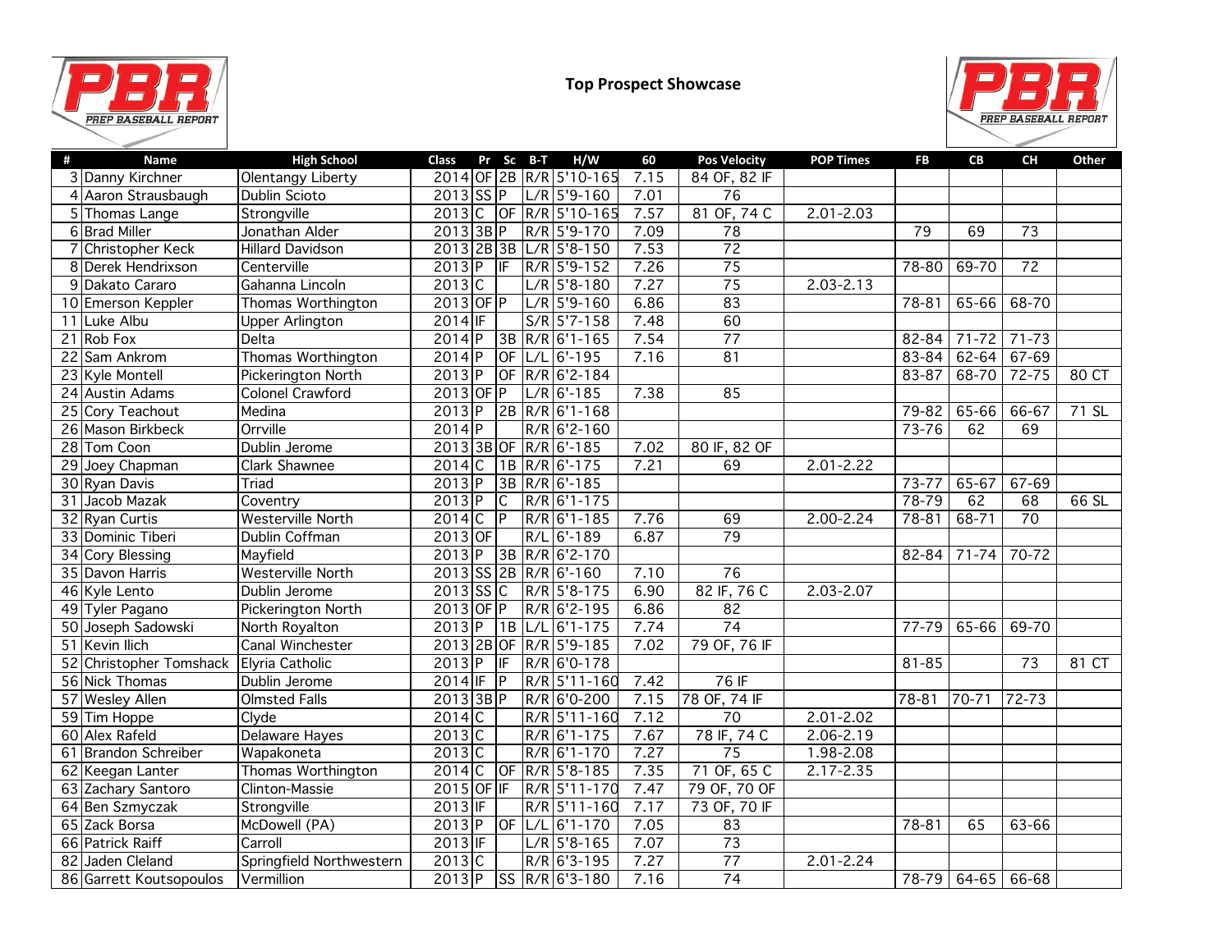# Top Prospect Showcase

| # | Name | High School | Class | Pr | Sc | B-T | H/W | 60 | Pos Velocity | POP Times | FB | CB | CH | Other |
|---|---|---|---|---|---|---|---|---|---|---|---|---|---|---|
| 3 | Danny Kirchner | Olentangy Liberty | 2014 | OF | 2B | R/R | 5'10-165 | 7.15 | 84 OF, 82 IF | | | | | |
| 4 | Aaron Strausbaugh | Dublin Scioto | 2013 | SS | P | L/R | 5'9-160 | 7.01 | 76 | | | | | |
| 5 | Thomas Lange | Strongville | 2013 | C | OF | R/R | 5'10-165 | 7.57 | 81 OF, 74 C | 2.01-2.03 | | | | |
| 6 | Brad Miller | Jonathan Alder | 2013 | 3B | P | R/R | 5'9-170 | 7.09 | 78 | | 79 | 69 | 73 | |
| 7 | Christopher Keck | Hillard Davidson | 2013 | 2B | 3B | L/R | 5'8-150 | 7.53 | 72 | | | | | |
| 8 | Derek Hendrixson | Centerville | 2013 | P | IF | R/R | 5'9-152 | 7.26 | 75 | | 78-80 | 69-70 | 72 | |
| 9 | Dakato Cararo | Gahanna Lincoln | 2013 | C | | L/R | 5'8-180 | 7.27 | 75 | 2.03-2.13 | | | | |
| 10 | Emerson Keppler | Thomas Worthington | 2013 | OF | P | L/R | 5'9-160 | 6.86 | 83 | | 78-81 | 65-66 | 68-70 | |
| 11 | Luke Albu | Upper Arlington | 2014 | IF | | S/R | 5'7-158 | 7.48 | 60 | | | | | |
| 21 | Rob Fox | Delta | 2014 | P | 3B | R/R | 6'1-165 | 7.54 | 77 | | 82-84 | 71-72 | 71-73 | |
| 22 | Sam Ankrom | Thomas Worthington | 2014 | P | OF | L/L | 6'-195 | 7.16 | 81 | | 83-84 | 62-64 | 67-69 | |
| 23 | Kyle Montell | Pickerington North | 2013 | P | OF | R/R | 6'2-184 | | | | 83-87 | 68-70 | 72-75 | 80 CT |
| 24 | Austin Adams | Colonel Crawford | 2013 | OF | P | L/R | 6'-185 | 7.38 | 85 | | | | | |
| 25 | Cory Teachout | Medina | 2013 | P | 2B | R/R | 6'1-168 | | | | 79-82 | 65-66 | 66-67 | 71 SL |
| 26 | Mason Birkbeck | Orrville | 2014 | P | | R/R | 6'2-160 | | | | 73-76 | 62 | 69 | |
| 28 | Tom Coon | Dublin Jerome | 2013 | 3B | OF | R/R | 6'-185 | 7.02 | 80 IF, 82 OF | | | | | |
| 29 | Joey Chapman | Clark Shawnee | 2014 | C | 1B | R/R | 6'-175 | 7.21 | 69 | 2.01-2.22 | | | | |
| 30 | Ryan Davis | Triad | 2013 | P | 3B | R/R | 6'-185 | | | | 73-77 | 65-67 | 67-69 | |
| 31 | Jacob Mazak | Coventry | 2013 | P | C | R/R | 6'1-175 | | | | 78-79 | 62 | 68 | 66 SL |
| 32 | Ryan Curtis | Westerville North | 2014 | C | P | R/R | 6'1-185 | 7.76 | 69 | 2.00-2.24 | 78-81 | 68-71 | 70 | |
| 33 | Dominic Tiberi | Dublin Coffman | 2013 | OF | | R/L | 6'-189 | 6.87 | 79 | | | | | |
| 34 | Cory Blessing | Mayfield | 2013 | P | 3B | R/R | 6'2-170 | | | | 82-84 | 71-74 | 70-72 | |
| 35 | Davon Harris | Westerville North | 2013 | SS | 2B | R/R | 6'-160 | 7.10 | 76 | | | | | |
| 46 | Kyle Lento | Dublin Jerome | 2013 | SS | C | R/R | 5'8-175 | 6.90 | 82 IF, 76 C | 2.03-2.07 | | | | |
| 49 | Tyler Pagano | Pickerington North | 2013 | OF | P | R/R | 6'2-195 | 6.86 | 82 | | | | | |
| 50 | Joseph Sadowski | North Royalton | 2013 | P | 1B | L/L | 6'1-175 | 7.74 | 74 | | 77-79 | 65-66 | 69-70 | |
| 51 | Kevin Ilich | Canal Winchester | 2013 | 2B | OF | R/R | 5'9-185 | 7.02 | 79 OF, 76 IF | | | | | |
| 52 | Christopher Tomshack | Elyria Catholic | 2013 | P | IF | R/R | 6'0-178 | | | | 81-85 | | 73 | 81 CT |
| 56 | Nick Thomas | Dublin Jerome | 2014 | IF | P | R/R | 5'11-160 | 7.42 | 76 IF | | | | | |
| 57 | Wesley Allen | Olmsted Falls | 2013 | 3B | P | R/R | 6'0-200 | 7.15 | 78 OF, 74 IF | | 78-81 | 70-71 | 72-73 | |
| 59 | Tim Hoppe | Clyde | 2014 | C | | R/R | 5'11-160 | 7.12 | 70 | 2.01-2.02 | | | | |
| 60 | Alex Rafeld | Delaware Hayes | 2013 | C | | R/R | 6'1-175 | 7.67 | 78 IF, 74 C | 2.06-2.19 | | | | |
| 61 | Brandon Schreiber | Wapakoneta | 2013 | C | | R/R | 6'1-170 | 7.27 | 75 | 1.98-2.08 | | | | |
| 62 | Keegan Lanter | Thomas Worthington | 2014 | C | OF | R/R | 5'8-185 | 7.35 | 71 OF, 65 C | 2.17-2.35 | | | | |
| 63 | Zachary Santoro | Clinton-Massie | 2015 | OF | IF | R/R | 5'11-170 | 7.47 | 79 OF, 70 OF | | | | | |
| 64 | Ben Szmyczak | Strongville | 2013 | IF | | R/R | 5'11-160 | 7.17 | 73 OF, 70 IF | | | | | |
| 65 | Zack Borsa | McDowell (PA) | 2013 | P | OF | L/L | 6'1-170 | 7.05 | 83 | | 78-81 | 65 | 63-66 | |
| 66 | Patrick Raiff | Carroll | 2013 | IF | | L/R | 5'8-165 | 7.07 | 73 | | | | | |
| 82 | Jaden Cleland | Springfield Northwestern | 2013 | C | | R/R | 6'3-195 | 7.27 | 77 | 2.01-2.24 | | | | |
| 86 | Garrett Koutsopoulos | Vermillion | 2013 | P | SS | R/R | 6'3-180 | 7.16 | 74 | | 78-79 | 64-65 | 66-68 | |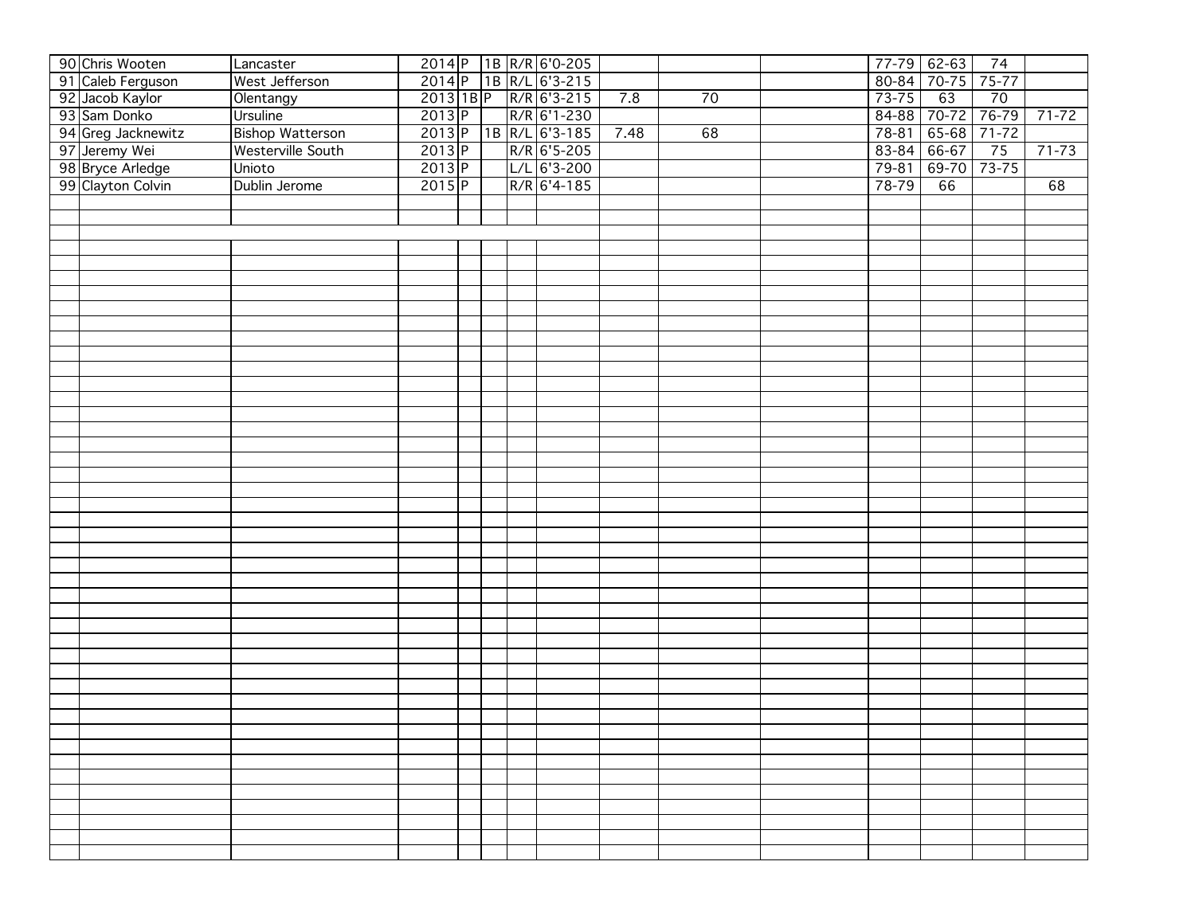| | | | | | | | | | | | | | | |
|---|---|---|---|---|---|---|---|---|---|---|---|---|---|---|
| 90 | Chris Wooten | Lancaster | 2014 | P | 1B | R/R | 6'0-205 | | | | 77-79 | 62-63 | 74 | |
| 91 | Caleb Ferguson | West Jefferson | 2014 | P | 1B | R/L | 6'3-215 | | | | 80-84 | 70-75 | 75-77 | |
| 92 | Jacob Kaylor | Olentangy | 2013 | 1B | P | R/R | 6'3-215 | 7.8 | 70 | | 73-75 | 63 | 70 | |
| 93 | Sam Donko | Ursuline | 2013 | P | | R/R | 6'1-230 | | | | 84-88 | 70-72 | 76-79 | 71-72 |
| 94 | Greg Jacknewitz | Bishop Watterson | 2013 | P | 1B | R/L | 6'3-185 | 7.48 | 68 | | 78-81 | 65-68 | 71-72 | |
| 97 | Jeremy Wei | Westerville South | 2013 | P | | R/R | 6'5-205 | | | | 83-84 | 66-67 | 75 | 71-73 |
| 98 | Bryce Arledge | Unioto | 2013 | P | | L/L | 6'3-200 | | | | 79-81 | 69-70 | 73-75 | |
| 99 | Clayton Colvin | Dublin Jerome | 2015 | P | | R/R | 6'4-185 | | | | 78-79 | 66 | | 68 |